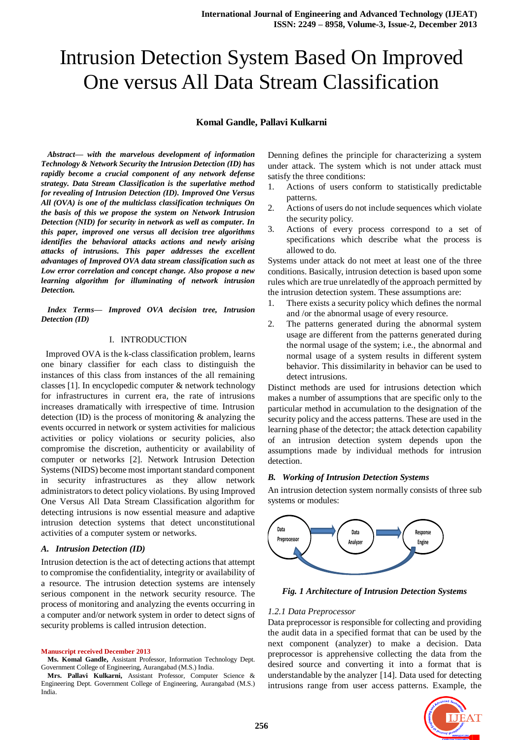# Intrusion Detection System Based On Improved One versus All Data Stream Classification

**Komal Gandle, Pallavi Kulkarni**

***Abstract— with the marvelous development of information Technology & Network Security the Intrusion Detection (ID) has rapidly become a crucial component of any network defense strategy. Data Stream Classification is the superlative method for revealing of Intrusion Detection (ID). Improved One Versus All (OVA) is one of the multiclass classification techniques On the basis of this we propose the system on Network Intrusion Detection (NID) for security in network as well as computer. In this paper, improved one versus all decision tree algorithms identifies the behavioral attacks actions and newly arising attacks of intrusions. This paper addresses the excellent advantages of Improved OVA data stream classification such as Low error correlation and concept change. Also propose a new learning algorithm for illuminating of network intrusion Detection.***

***Index Terms— Improved OVA decision tree, Intrusion Detection (ID)***

## I. INTRODUCTION

Improved OVA is the k-class classification problem, learns one binary classifier for each class to distinguish the instances of this class from instances of the all remaining classes [1]. In encyclopedic computer & network technology for infrastructures in current era, the rate of intrusions increases dramatically with irrespective of time. Intrusion detection (ID) is the process of monitoring & analyzing the events occurred in network or system activities for malicious activities or policy violations or security policies, also compromise the discretion, authenticity or availability of computer or networks [2]. Network Intrusion Detection Systems (NIDS) become most important standard component in security infrastructures as they allow network administrators to detect policy violations. By using Improved One Versus All Data Stream Classification algorithm for detecting intrusions is now essential measure and adaptive intrusion detection systems that detect unconstitutional activities of a computer system or networks.

### *A. Intrusion Detection (ID)*

Intrusion detection is the act of detecting actions that attempt to compromise the confidentiality, integrity or availability of a resource. The intrusion detection systems are intensely serious component in the network security resource. The process of monitoring and analyzing the events occurring in a computer and/or network system in order to detect signs of security problems is called intrusion detection.

Manuscript received December 2013

**Ms. Komal Gandle,** Assistant Professor, Information Technology Dept. Government College of Engineering, Aurangabad (M.S.) India.

**Mrs. Pallavi Kulkarni,** Assistant Professor, Computer Science & Engineering Dept. Government College of Engineering, Aurangabad (M.S.) India.

Denning defines the principle for characterizing a system under attack. The system which is not under attack must satisfy the three conditions:

1. Actions of users conform to statistically predictable patterns.
2. Actions of users do not include sequences which violate the security policy.
3. Actions of every process correspond to a set of specifications which describe what the process is allowed to do.

Systems under attack do not meet at least one of the three conditions. Basically, intrusion detection is based upon some rules which are true unrelatedly of the approach permitted by the intrusion detection system. These assumptions are:

1. There exists a security policy which defines the normal and /or the abnormal usage of every resource.
2. The patterns generated during the abnormal system usage are different from the patterns generated during the normal usage of the system; i.e., the abnormal and normal usage of a system results in different system behavior. This dissimilarity in behavior can be used to detect intrusions.

Distinct methods are used for intrusions detection which makes a number of assumptions that are specific only to the particular method in accumulation to the designation of the security policy and the access patterns. These are used in the learning phase of the detector; the attack detection capability of an intrusion detection system depends upon the assumptions made by individual methods for intrusion detection.

### *B. Working of Intrusion Detection Systems*

An intrusion detection system normally consists of three sub systems or modules:

*Fig. 1 Architecture of Intrusion Detection Systems*

#### *1.2.1 Data Preprocessor*

Data preprocessor is responsible for collecting and providing the audit data in a specified format that can be used by the next component (analyzer) to make a decision. Data preprocessor is apprehensive collecting the data from the desired source and converting it into a format that is understandable by the analyzer [14]. Data used for detecting intrusions range from user access patterns. Example, the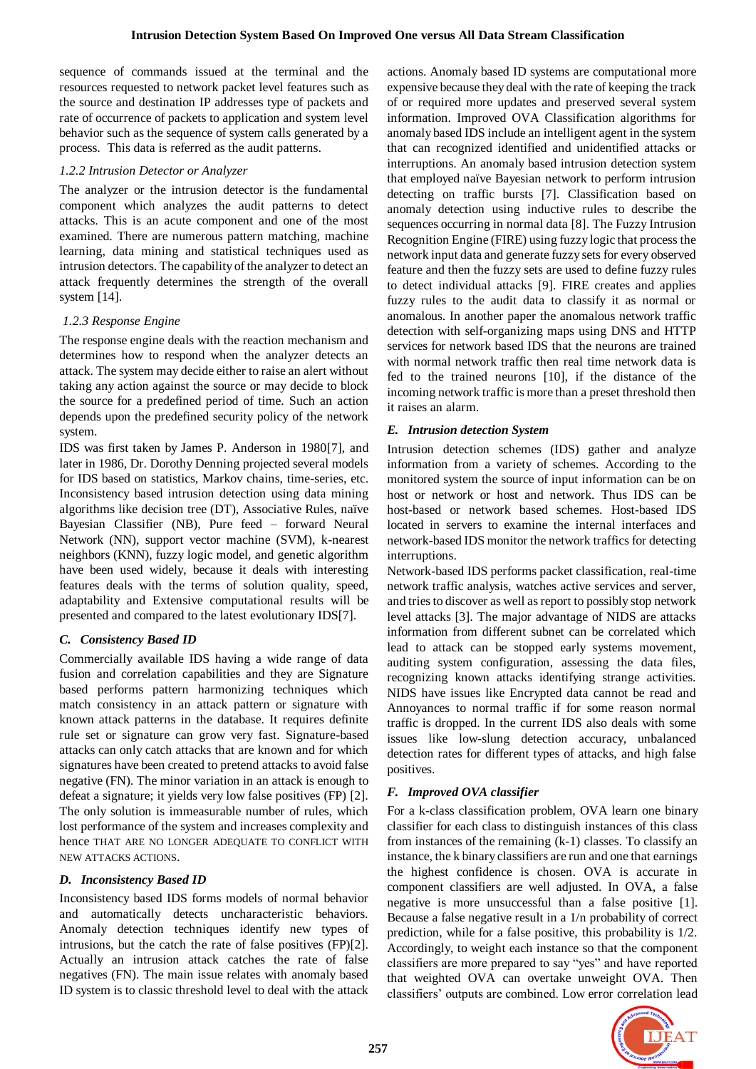sequence of commands issued at the terminal and the resources requested to network packet level features such as the source and destination IP addresses type of packets and rate of occurrence of packets to application and system level behavior such as the sequence of system calls generated by a process. This data is referred as the audit patterns.

#### *1.2.2 Intrusion Detector or Analyzer*

The analyzer or the intrusion detector is the fundamental component which analyzes the audit patterns to detect attacks. This is an acute component and one of the most examined. There are numerous pattern matching, machine learning, data mining and statistical techniques used as intrusion detectors. The capability of the analyzer to detect an attack frequently determines the strength of the overall system [14].

#### *1.2.3 Response Engine*

The response engine deals with the reaction mechanism and determines how to respond when the analyzer detects an attack. The system may decide either to raise an alert without taking any action against the source or may decide to block the source for a predefined period of time. Such an action depends upon the predefined security policy of the network system.

IDS was first taken by James P. Anderson in 1980[7], and later in 1986, Dr. Dorothy Denning projected several models for IDS based on statistics, Markov chains, time-series, etc. Inconsistency based intrusion detection using data mining algorithms like decision tree (DT), Associative Rules, naïve Bayesian Classifier (NB), Pure feed – forward Neural Network (NN), support vector machine (SVM), k-nearest neighbors (KNN), fuzzy logic model, and genetic algorithm have been used widely, because it deals with interesting features deals with the terms of solution quality, speed, adaptability and Extensive computational results will be presented and compared to the latest evolutionary IDS[7].

### *C. Consistency Based ID*

Commercially available IDS having a wide range of data fusion and correlation capabilities and they are Signature based performs pattern harmonizing techniques which match consistency in an attack pattern or signature with known attack patterns in the database. It requires definite rule set or signature can grow very fast. Signature-based attacks can only catch attacks that are known and for which signatures have been created to pretend attacks to avoid false negative (FN). The minor variation in an attack is enough to defeat a signature; it yields very low false positives (FP) [2]. The only solution is immeasurable number of rules, which lost performance of the system and increases complexity and hence THAT ARE NO LONGER ADEQUATE TO CONFLICT WITH NEW ATTACKS ACTIONS.

### *D. Inconsistency Based ID*

Inconsistency based IDS forms models of normal behavior and automatically detects uncharacteristic behaviors. Anomaly detection techniques identify new types of intrusions, but the catch the rate of false positives (FP)[2]. Actually an intrusion attack catches the rate of false negatives (FN). The main issue relates with anomaly based ID system is to classic threshold level to deal with the attack actions. Anomaly based ID systems are computational more expensive because they deal with the rate of keeping the track of or required more updates and preserved several system information. Improved OVA Classification algorithms for anomaly based IDS include an intelligent agent in the system that can recognized identified and unidentified attacks or interruptions. An anomaly based intrusion detection system that employed naïve Bayesian network to perform intrusion detecting on traffic bursts [7]. Classification based on anomaly detection using inductive rules to describe the sequences occurring in normal data [8]. The Fuzzy Intrusion Recognition Engine (FIRE) using fuzzy logic that process the network input data and generate fuzzy sets for every observed feature and then the fuzzy sets are used to define fuzzy rules to detect individual attacks [9]. FIRE creates and applies fuzzy rules to the audit data to classify it as normal or anomalous. In another paper the anomalous network traffic detection with self-organizing maps using DNS and HTTP services for network based IDS that the neurons are trained with normal network traffic then real time network data is fed to the trained neurons [10], if the distance of the incoming network traffic is more than a preset threshold then it raises an alarm.

### *E. Intrusion detection System*

Intrusion detection schemes (IDS) gather and analyze information from a variety of schemes. According to the monitored system the source of input information can be on host or network or host and network. Thus IDS can be host-based or network based schemes. Host-based IDS located in servers to examine the internal interfaces and network-based IDS monitor the network traffics for detecting interruptions.

Network-based IDS performs packet classification, real-time network traffic analysis, watches active services and server, and tries to discover as well as report to possibly stop network level attacks [3]. The major advantage of NIDS are attacks information from different subnet can be correlated which lead to attack can be stopped early systems movement, auditing system configuration, assessing the data files, recognizing known attacks identifying strange activities. NIDS have issues like Encrypted data cannot be read and Annoyances to normal traffic if for some reason normal traffic is dropped. In the current IDS also deals with some issues like low-slung detection accuracy, unbalanced detection rates for different types of attacks, and high false positives.

### *F. Improved OVA classifier*

For a k-class classification problem, OVA learn one binary classifier for each class to distinguish instances of this class from instances of the remaining (k-1) classes. To classify an instance, the k binary classifiers are run and one that earnings the highest confidence is chosen. OVA is accurate in component classifiers are well adjusted. In OVA, a false negative is more unsuccessful than a false positive [1]. Because a false negative result in a 1/n probability of correct prediction, while for a false positive, this probability is 1/2. Accordingly, to weight each instance so that the component classifiers are more prepared to say "yes" and have reported that weighted OVA can overtake unweight OVA. Then classifiers' outputs are combined. Low error correlation lead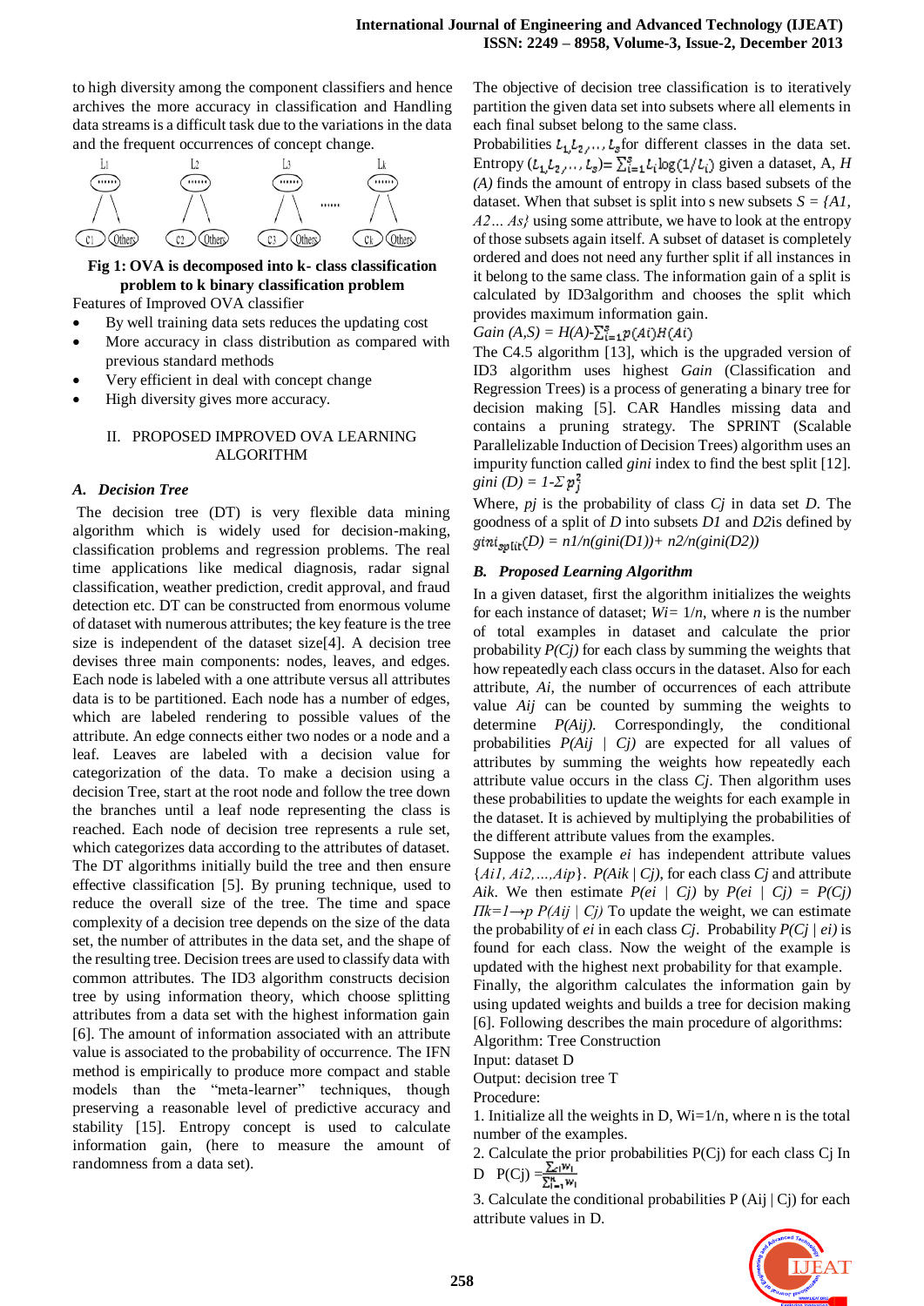to high diversity among the component classifiers and hence archives the more accuracy in classification and Handling data streams is a difficult task due to the variations in the data and the frequent occurrences of concept change.

**Fig 1: OVA is decomposed into k- class classification problem to k binary classification problem**

Features of Improved OVA classifier

- By well training data sets reduces the updating cost
- More accuracy in class distribution as compared with previous standard methods
- Very efficient in deal with concept change
- High diversity gives more accuracy.

## II. PROPOSED IMPROVED OVA LEARNING ALGORITHM

### *A. Decision Tree*

The decision tree (DT) is very flexible data mining algorithm which is widely used for decision-making, classification problems and regression problems. The real time applications like medical diagnosis, radar signal classification, weather prediction, credit approval, and fraud detection etc. DT can be constructed from enormous volume of dataset with numerous attributes; the key feature is the tree size is independent of the dataset size[4]. A decision tree devises three main components: nodes, leaves, and edges. Each node is labeled with a one attribute versus all attributes data is to be partitioned. Each node has a number of edges, which are labeled rendering to possible values of the attribute. An edge connects either two nodes or a node and a leaf. Leaves are labeled with a decision value for categorization of the data. To make a decision using a decision Tree, start at the root node and follow the tree down the branches until a leaf node representing the class is reached. Each node of decision tree represents a rule set, which categorizes data according to the attributes of dataset. The DT algorithms initially build the tree and then ensure effective classification [5]. By pruning technique, used to reduce the overall size of the tree. The time and space complexity of a decision tree depends on the size of the data set, the number of attributes in the data set, and the shape of the resulting tree. Decision trees are used to classify data with common attributes. The ID3 algorithm constructs decision tree by using information theory, which choose splitting attributes from a data set with the highest information gain [6]. The amount of information associated with an attribute value is associated to the probability of occurrence. The IFN method is empirically to produce more compact and stable models than the "meta-learner" techniques, though preserving a reasonable level of predictive accuracy and stability [15]. Entropy concept is used to calculate information gain, (here to measure the amount of randomness from a data set).

The objective of decision tree classification is to iteratively partition the given data set into subsets where all elements in each final subset belong to the same class.

Probabilities $\ell_1, \ell_2, \ldots, \ell_s$ for different classes in the data set. Entropy $(\ell_1, \ell_2, \ldots, \ell_s) = \sum_{i=1}^{s} \ell_i \log(1/\ell_i)$ given a dataset, A, *H (A)* finds the amount of entropy in class based subsets of the dataset. When that subset is split into s new subsets $S = \{A1, A2 \ldots As\}$ using some attribute, we have to look at the entropy of those subsets again itself. A subset of dataset is completely ordered and does not need any further split if all instances in it belong to the same class. The information gain of a split is calculated by ID3algorithm and chooses the split which provides maximum information gain.

$$Gain\ (A,S) = H(A) - \sum_{i=1}^{s} p(Ai) H(Ai)$$

The C4.5 algorithm [13], which is the upgraded version of ID3 algorithm uses highest *Gain* (Classification and Regression Trees) is a process of generating a binary tree for decision making [5]. CAR Handles missing data and contains a pruning strategy. The SPRINT (Scalable Parallelizable Induction of Decision Trees) algorithm uses an impurity function called *gini* index to find the best split [12].

$$gini\ (D) = 1 - \Sigma p_j^2$$

Where, *pj* is the probability of class *Cj* in data set *D*. The goodness of a split of *D* into subsets *D1* and *D2*is defined by

$$gini_{split}(D) = n1/n(gini(D1)) + n2/n(gini(D2))$$

### *B. Proposed Learning Algorithm*

In a given dataset, first the algorithm initializes the weights for each instance of dataset; $Wi = 1/n$, where *n* is the number of total examples in dataset and calculate the prior probability *P(Cj)* for each class by summing the weights that how repeatedly each class occurs in the dataset. Also for each attribute, *Ai*, the number of occurrences of each attribute value *Aij* can be counted by summing the weights to determine *P(Aij)*. Correspondingly, the conditional probabilities *P(Aij | Cj)* are expected for all values of attributes by summing the weights how repeatedly each attribute value occurs in the class *Cj*. Then algorithm uses these probabilities to update the weights for each example in the dataset. It is achieved by multiplying the probabilities of the different attribute values from the examples.

Suppose the example *ei* has independent attribute values *{Ai1, Ai2,…,Aip}*. *P(Aik | Cj)*, for each class *Cj* and attribute *Aik*. We then estimate *P(ei | Cj)* by *P(ei | Cj) = P(Cj) Πk=1→p P(Aij | Cj)* To update the weight, we can estimate the probability of *ei* in each class *Cj*. Probability *P(Cj | ei)* is found for each class. Now the weight of the example is updated with the highest next probability for that example.

Finally, the algorithm calculates the information gain by using updated weights and builds a tree for decision making [6]. Following describes the main procedure of algorithms:

Algorithm: Tree Construction

Input: dataset D

Output: decision tree T

Procedure:

1. Initialize all the weights in D, Wi=1/n, where n is the total number of the examples.
2. Calculate the prior probabilities P(Cj) for each class Cj In D $P(Cj) = \frac{\sum_{Ci} W_i}{\sum_{i=1}^{n} W_i}$
3. Calculate the conditional probabilities P (Aij | Cj) for each attribute values in D.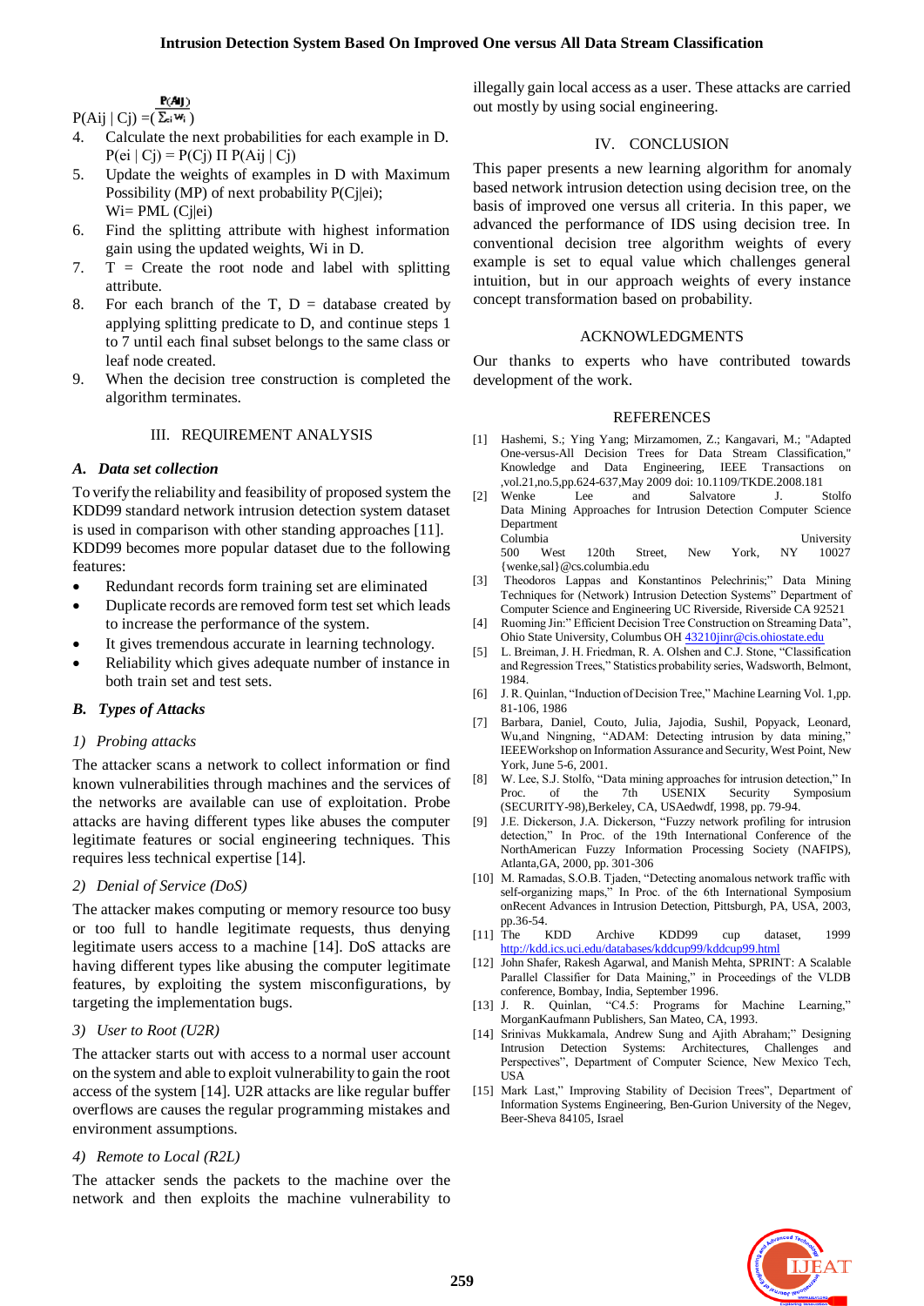$$P(A_{ij} \mid C_j) = \left(\frac{P(A_{ij})}{\sum_i w_i}\right)$$

4. Calculate the next probabilities for each example in D. $P(e_i \mid C_j) = P(C_j) \prod P(A_{ij} \mid C_j)$
5. Update the weights of examples in D with Maximum Possibility (MP) of next probability $P(C_j|e_i)$; $W_i = PML (C_j|e_i)$
6. Find the splitting attribute with highest information gain using the updated weights, $W_i$ in D.
7. T = Create the root node and label with splitting attribute.
8. For each branch of the T, D = database created by applying splitting predicate to D, and continue steps 1 to 7 until each final subset belongs to the same class or leaf node created.
9. When the decision tree construction is completed the algorithm terminates.

## III. REQUIREMENT ANALYSIS

### *A. Data set collection*

To verify the reliability and feasibility of proposed system the KDD99 standard network intrusion detection system dataset is used in comparison with other standing approaches [11]. KDD99 becomes more popular dataset due to the following features:

- Redundant records form training set are eliminated
- Duplicate records are removed form test set which leads to increase the performance of the system.
- It gives tremendous accurate in learning technology.
- Reliability which gives adequate number of instance in both train set and test sets.

### *B. Types of Attacks*

*1) Probing attacks*

The attacker scans a network to collect information or find known vulnerabilities through machines and the services of the networks are available can use of exploitation. Probe attacks are having different types like abuses the computer legitimate features or social engineering techniques. This requires less technical expertise [14].

*2) Denial of Service (DoS)*

The attacker makes computing or memory resource too busy or too full to handle legitimate requests, thus denying legitimate users access to a machine [14]. DoS attacks are having different types like abusing the computer legitimate features, by exploiting the system misconfigurations, by targeting the implementation bugs.

*3) User to Root (U2R)*

The attacker starts out with access to a normal user account on the system and able to exploit vulnerability to gain the root access of the system [14]. U2R attacks are like regular buffer overflows are causes the regular programming mistakes and environment assumptions.

*4) Remote to Local (R2L)*

The attacker sends the packets to the machine over the network and then exploits the machine vulnerability to illegally gain local access as a user. These attacks are carried out mostly by using social engineering.

## IV. CONCLUSION

This paper presents a new learning algorithm for anomaly based network intrusion detection using decision tree, on the basis of improved one versus all criteria. In this paper, we advanced the performance of IDS using decision tree. In conventional decision tree algorithm weights of every example is set to equal value which challenges general intuition, but in our approach weights of every instance concept transformation based on probability.

## ACKNOWLEDGMENTS

Our thanks to experts who have contributed towards development of the work.

## REFERENCES

[1] Hashemi, S.; Ying Yang; Mirzamomen, Z.; Kangavari, M.; "Adapted One-versus-All Decision Trees for Data Stream Classification," Knowledge and Data Engineering, IEEE Transactions on ,vol.21,no.5,pp.624-637,May 2009 doi: 10.1109/TKDE.2008.181

[2] Wenke Lee and Salvatore J. Stolfo Data Mining Approaches for Intrusion Detection Computer Science Department Columbia University 500 West 120th Street, New York, NY 10027 {wenke,sal}@cs.columbia.edu

[3] Theodoros Lappas and Konstantinos Pelechrinis;" Data Mining Techniques for (Network) Intrusion Detection Systems" Department of Computer Science and Engineering UC Riverside, Riverside CA 92521

[4] Ruoming Jin:" Efficient Decision Tree Construction on Streaming Data", Ohio State University, Columbus OH 43210jinr@cis.ohiostate.edu

[5] L. Breiman, J. H. Friedman, R. A. Olshen and C.J. Stone, "Classification and Regression Trees," Statistics probability series, Wadsworth, Belmont, 1984.

[6] J. R. Quinlan, "Induction of Decision Tree," Machine Learning Vol. 1,pp. 81-106, 1986

[7] Barbara, Daniel, Couto, Julia, Jajodia, Sushil, Popyack, Leonard, Wu,and Ningning, "ADAM: Detecting intrusion by data mining," IEEEWorkshop on Information Assurance and Security, West Point, New York, June 5-6, 2001.

[8] W. Lee, S.J. Stolfo, "Data mining approaches for intrusion detection," In Proc. of the 7th USENIX Security Symposium (SECURITY-98),Berkeley, CA, USAedwdf, 1998, pp. 79-94.

[9] J.E. Dickerson, J.A. Dickerson, "Fuzzy network profiling for intrusion detection," In Proc. of the 19th International Conference of the NorthAmerican Fuzzy Information Processing Society (NAFIPS), Atlanta,GA, 2000, pp. 301-306

[10] M. Ramadas, S.O.B. Tjaden, "Detecting anomalous network traffic with self-organizing maps," In Proc. of the 6th International Symposium onRecent Advances in Intrusion Detection, Pittsburgh, PA, USA, 2003, pp.36-54.

[11] The KDD Archive KDD99 cup dataset, 1999 http://kdd.ics.uci.edu/databases/kddcup99/kddcup99.html

[12] John Shafer, Rakesh Agarwal, and Manish Mehta, SPRINT: A Scalable Parallel Classifier for Data Maining," in Proceedings of the VLDB conference, Bombay, India, September 1996.

[13] J. R. Quinlan, "C4.5: Programs for Machine Learning," MorganKaufmann Publishers, San Mateo, CA, 1993.

[14] Srinivas Mukkamala, Andrew Sung and Ajith Abraham;" Designing Intrusion Detection Systems: Architectures, Challenges and Perspectives", Department of Computer Science, New Mexico Tech, USA

[15] Mark Last," Improving Stability of Decision Trees", Department of Information Systems Engineering, Ben-Gurion University of the Negev, Beer-Sheva 84105, Israel